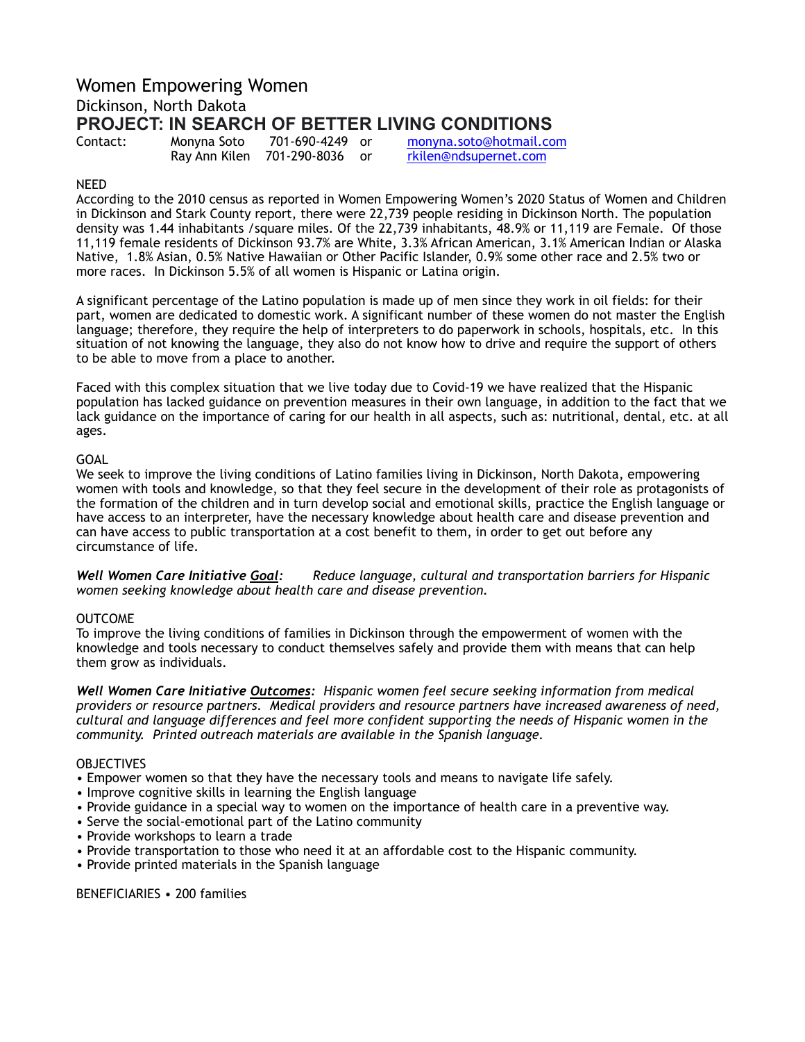# Women Empowering Women

## Dickinson, North Dakota

## PROJECT: IN SEARCH OF BETTER LIVING CONDITIONS

Contact: Monyna Soto 701-690-4249 or monyna.soto@hotmail.com
Ray Ann Kilen 701-290-8036 or rkilen@ndsupernet.com

NEED

According to the 2010 census as reported in Women Empowering Women's 2020 Status of Women and Children in Dickinson and Stark County report, there were 22,739 people residing in Dickinson North. The population density was 1.44 inhabitants /square miles. Of the 22,739 inhabitants, 48.9% or 11,119 are Female. Of those 11,119 female residents of Dickinson 93.7% are White, 3.3% African American, 3.1% American Indian or Alaska Native, 1.8% Asian, 0.5% Native Hawaiian or Other Pacific Islander, 0.9% some other race and 2.5% two or more races. In Dickinson 5.5% of all women is Hispanic or Latina origin.

A significant percentage of the Latino population is made up of men since they work in oil fields: for their part, women are dedicated to domestic work. A significant number of these women do not master the English language; therefore, they require the help of interpreters to do paperwork in schools, hospitals, etc. In this situation of not knowing the language, they also do not know how to drive and require the support of others to be able to move from a place to another.

Faced with this complex situation that we live today due to Covid-19 we have realized that the Hispanic population has lacked guidance on prevention measures in their own language, in addition to the fact that we lack guidance on the importance of caring for our health in all aspects, such as: nutritional, dental, etc. at all ages.

GOAL

We seek to improve the living conditions of Latino families living in Dickinson, North Dakota, empowering women with tools and knowledge, so that they feel secure in the development of their role as protagonists of the formation of the children and in turn develop social and emotional skills, practice the English language or have access to an interpreter, have the necessary knowledge about health care and disease prevention and can have access to public transportation at a cost benefit to them, in order to get out before any circumstance of life.

***Well Women Care Initiative <u>Goal</u>:*** *Reduce language, cultural and transportation barriers for Hispanic women seeking knowledge about health care and disease prevention.*

OUTCOME

To improve the living conditions of families in Dickinson through the empowerment of women with the knowledge and tools necessary to conduct themselves safely and provide them with means that can help them grow as individuals.

***Well Women Care Initiative <u>Outcomes</u>:*** *Hispanic women feel secure seeking information from medical providers or resource partners. Medical providers and resource partners have increased awareness of need, cultural and language differences and feel more confident supporting the needs of Hispanic women in the community. Printed outreach materials are available in the Spanish language.*

OBJECTIVES

- Empower women so that they have the necessary tools and means to navigate life safely.
- Improve cognitive skills in learning the English language
- Provide guidance in a special way to women on the importance of health care in a preventive way.
- Serve the social-emotional part of the Latino community
- Provide workshops to learn a trade
- Provide transportation to those who need it at an affordable cost to the Hispanic community.
- Provide printed materials in the Spanish language

BENEFICIARIES • 200 families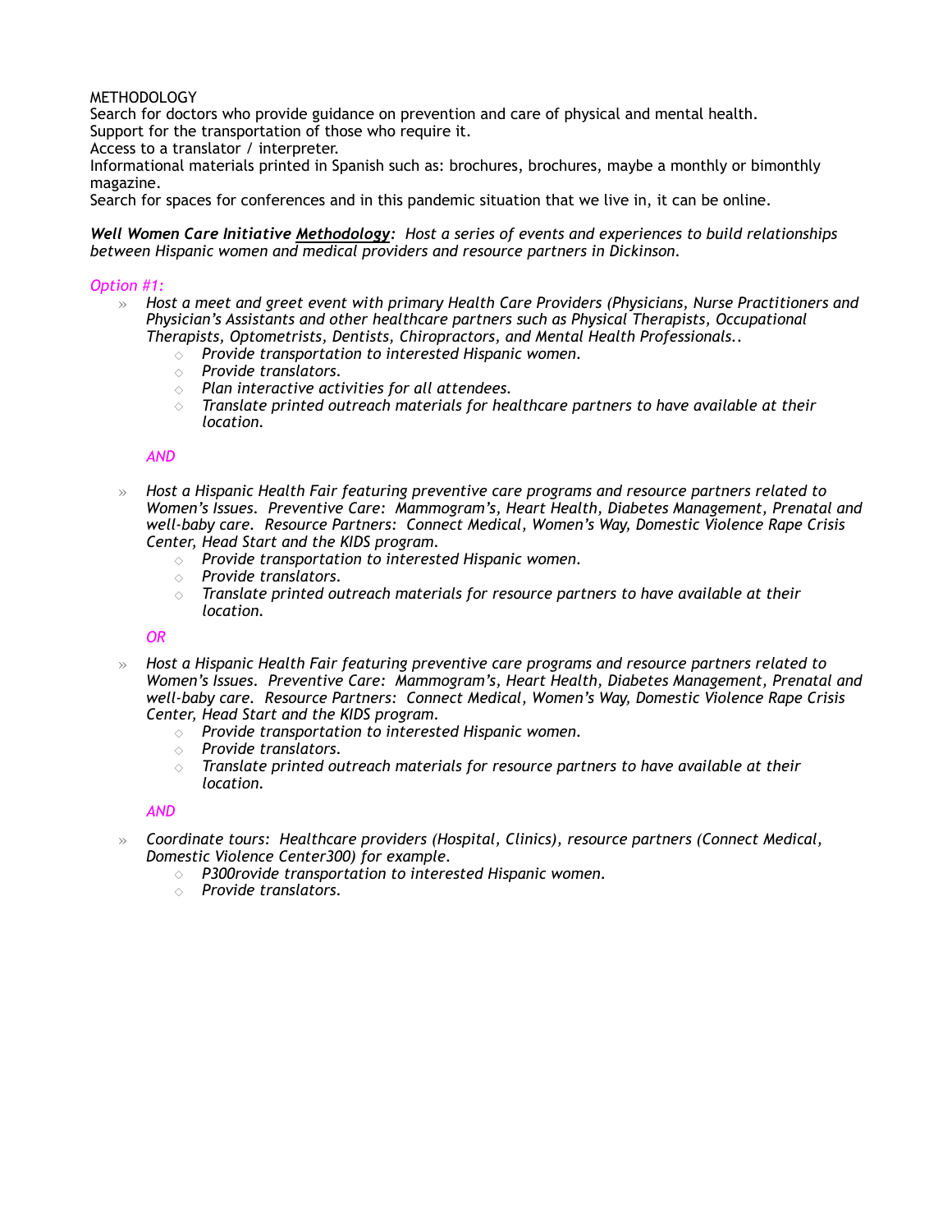METHODOLOGY
Search for doctors who provide guidance on prevention and care of physical and mental health.
Support for the transportation of those who require it.
Access to a translator / interpreter.
Informational materials printed in Spanish such as: brochures, brochures, maybe a monthly or bimonthly magazine.
Search for spaces for conferences and in this pandemic situation that we live in, it can be online.

***Well Women Care Initiative <u>Methodology</u>:*** *Host a series of events and experiences to build relationships between Hispanic women and medical providers and resource partners in Dickinson.*

*Option #1:*

- *Host a meet and greet event with primary Health Care Providers (Physicians, Nurse Practitioners and Physician's Assistants and other healthcare partners such as Physical Therapists, Occupational Therapists, Optometrists, Dentists, Chiropractors, and Mental Health Professionals..*
    - *Provide transportation to interested Hispanic women.*
    - *Provide translators.*
    - *Plan interactive activities for all attendees.*
    - *Translate printed outreach materials for healthcare partners to have available at their location.*

*AND*

- *Host a Hispanic Health Fair featuring preventive care programs and resource partners related to Women's Issues. Preventive Care: Mammogram's, Heart Health, Diabetes Management, Prenatal and well-baby care. Resource Partners: Connect Medical, Women's Way, Domestic Violence Rape Crisis Center, Head Start and the KIDS program.*
    - *Provide transportation to interested Hispanic women.*
    - *Provide translators.*
    - *Translate printed outreach materials for resource partners to have available at their location.*

*OR*

- *Host a Hispanic Health Fair featuring preventive care programs and resource partners related to Women's Issues. Preventive Care: Mammogram's, Heart Health, Diabetes Management, Prenatal and well-baby care. Resource Partners: Connect Medical, Women's Way, Domestic Violence Rape Crisis Center, Head Start and the KIDS program.*
    - *Provide transportation to interested Hispanic women.*
    - *Provide translators.*
    - *Translate printed outreach materials for resource partners to have available at their location.*

*AND*

- *Coordinate tours: Healthcare providers (Hospital, Clinics), resource partners (Connect Medical, Domestic Violence Center300) for example.*
    - *P300rovide transportation to interested Hispanic women.*
    - *Provide translators.*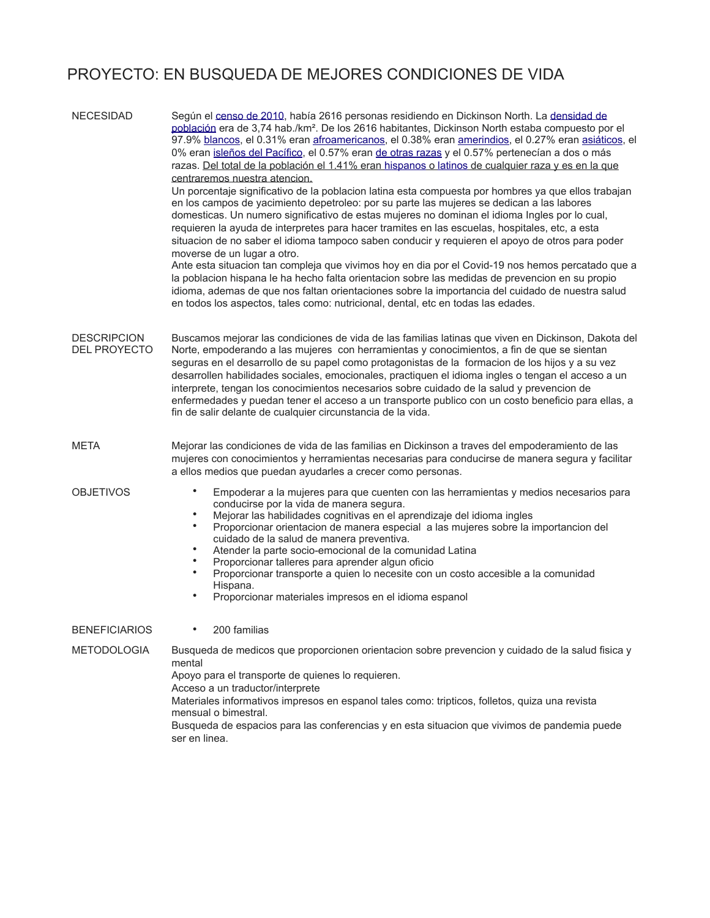# PROYECTO: EN BUSQUEDA DE MEJORES CONDICIONES DE VIDA

**NECESIDAD**

Según el censo de 2010, había 2616 personas residiendo en Dickinson North. La densidad de población era de 3,74 hab./km². De los 2616 habitantes, Dickinson North estaba compuesto por el 97.9% blancos, el 0.31% eran afroamericanos, el 0.38% eran amerindios, el 0.27% eran asiáticos, el 0% eran isleños del Pacífico, el 0.57% eran de otras razas y el 0.57% pertenecían a dos o más razas. Del total de la población el 1.41% eran hispanos o latinos de cualquier raza y es en la que centraremos nuestra atencion.

Un porcentaje significativo de la poblacion latina esta compuesta por hombres ya que ellos trabajan en los campos de yacimiento depetroleo: por su parte las mujeres se dedican a las labores domesticas. Un numero significativo de estas mujeres no dominan el idioma Ingles por lo cual, requieren la ayuda de interpretes para hacer tramites en las escuelas, hospitales, etc, a esta situacion de no saber el idioma tampoco saben conducir y requieren el apoyo de otros para poder moverse de un lugar a otro.

Ante esta situacion tan compleja que vivimos hoy en dia por el Covid-19 nos hemos percatado que a la poblacion hispana le ha hecho falta orientacion sobre las medidas de prevencion en su propio idioma, ademas de que nos faltan orientaciones sobre la importancia del cuidado de nuestra salud en todos los aspectos, tales como: nutricional, dental, etc en todas las edades.

**DESCRIPCION DEL PROYECTO**

Buscamos mejorar las condiciones de vida de las familias latinas que viven en Dickinson, Dakota del Norte, empoderando a las mujeres con herramientas y conocimientos, a fin de que se sientan seguras en el desarrollo de su papel como protagonistas de la formacion de los hijos y a su vez desarrollen habilidades sociales, emocionales, practiquen el idioma ingles o tengan el acceso a un interprete, tengan los conocimientos necesarios sobre cuidado de la salud y prevencion de enfermedades y puedan tener el acceso a un transporte publico con un costo beneficio para ellas, a fin de salir delante de cualquier circunstancia de la vida.

**META**

Mejorar las condiciones de vida de las familias en Dickinson a traves del empoderamiento de las mujeres con conocimientos y herramientas necesarias para conducirse de manera segura y facilitar a ellos medios que puedan ayudarles a crecer como personas.

**OBJETIVOS**

- Empoderar a la mujeres para que cuenten con las herramientas y medios necesarios para conducirse por la vida de manera segura.
- Mejorar las habilidades cognitivas en el aprendizaje del idioma ingles
- Proporcionar orientacion de manera especial a las mujeres sobre la importancion del cuidado de la salud de manera preventiva.
- Atender la parte socio-emocional de la comunidad Latina
- Proporcionar talleres para aprender algun oficio
- Proporcionar transporte a quien lo necesite con un costo accesible a la comunidad Hispana.
- Proporcionar materiales impresos en el idioma espanol

**BENEFICIARIOS**

- 200 familias

**METODOLOGIA**

Busqueda de medicos que proporcionen orientacion sobre prevencion y cuidado de la salud fisica y mental

Apoyo para el transporte de quienes lo requieren.

Acceso a un traductor/interprete

Materiales informativos impresos en espanol tales como: tripticos, folletos, quiza una revista mensual o bimestral.

Busqueda de espacios para las conferencias y en esta situacion que vivimos de pandemia puede ser en linea.